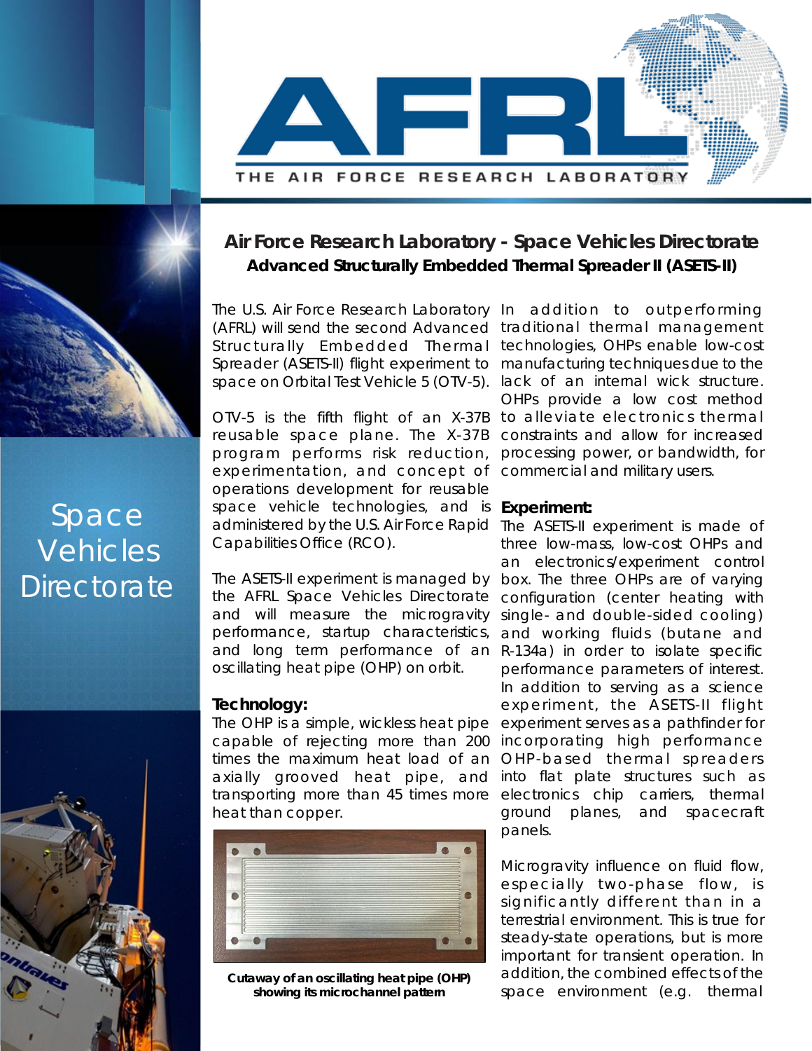# Air Force Research Laboratory - Space Vehicles Directorate

## Advanced Structurally Embedded Thermal Spreader II (ASETS-II)

Space Vehicles Directorate

The U.S. Air Force Research Laboratory (AFRL) will send the second Advanced Structurally Embedded Thermal Spreader (ASETS-II) flight experiment to space on Orbital Test Vehicle 5 (OTV-5).

OTV-5 is the fifth flight of an X-37B reusable space plane. The X-37B program performs risk reduction, experimentation, and concept of operations development for reusable space vehicle technologies, and is administered by the U.S. Air Force Rapid Capabilities Office (RCO).

The ASETS-II experiment is managed by the AFRL Space Vehicles Directorate and will measure the microgravity performance, startup characteristics, and long term performance of an oscillating heat pipe (OHP) on orbit.

### Technology:

The OHP is a simple, wickless heat pipe capable of rejecting more than 200 times the maximum heat load of an axially grooved heat pipe, and transporting more than 45 times more heat than copper.

**Cutaway of an oscillating heat pipe (OHP) showing its microchannel pattern**

In addition to outperforming traditional thermal management technologies, OHPs enable low-cost manufacturing techniques due to the lack of an internal wick structure. OHPs provide a low cost method to alleviate electronics thermal constraints and allow for increased processing power, or bandwidth, for commercial and military users.

### Experiment:

The ASETS-II experiment is made of three low-mass, low-cost OHPs and an electronics/experiment control box. The three OHPs are of varying configuration (center heating with single- and double-sided cooling) and working fluids (butane and R-134a) in order to isolate specific performance parameters of interest. In addition to serving as a science experiment, the ASETS-II flight experiment serves as a pathfinder for incorporating high performance OHP-based thermal spreaders into flat plate structures such as electronics chip carriers, thermal ground planes, and spacecraft panels.

Microgravity influence on fluid flow, especially two-phase flow, is significantly different than in a terrestrial environment. This is true for steady-state operations, but is more important for transient operation. In addition, the combined effects of the space environment (e.g. thermal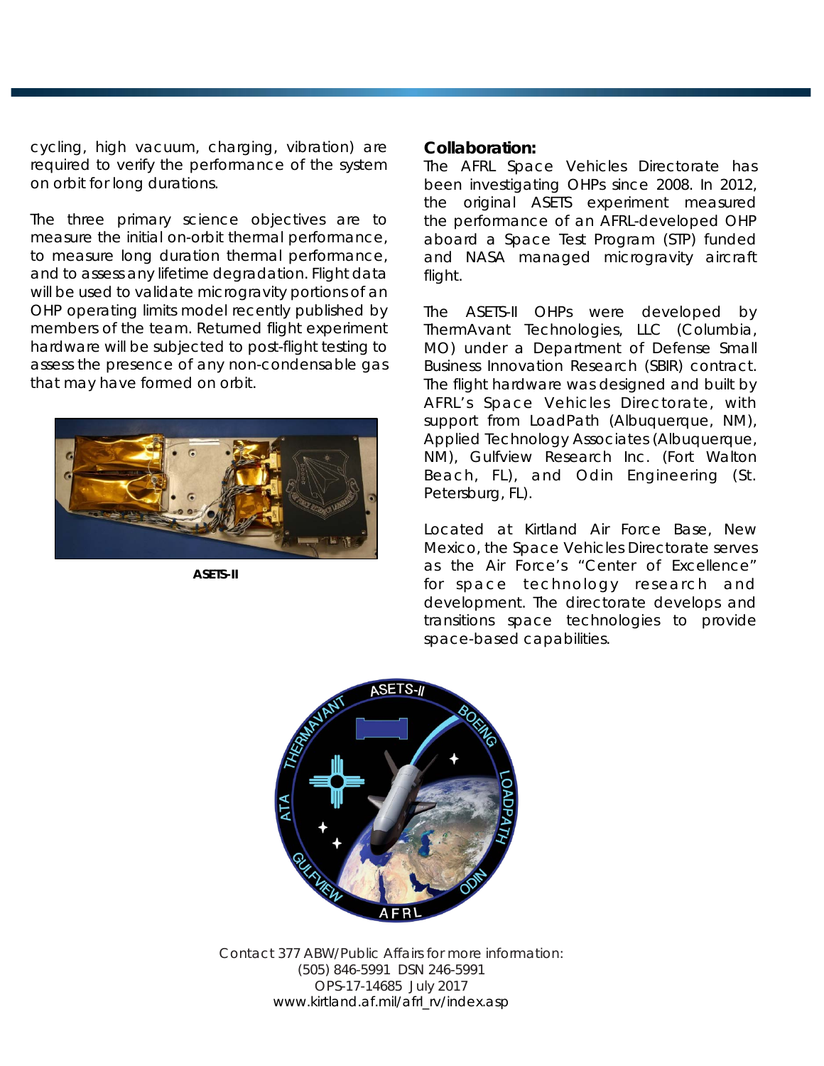cycling, high vacuum, charging, vibration) are required to verify the performance of the system on orbit for long durations.

The three primary science objectives are to measure the initial on-orbit thermal performance, to measure long duration thermal performance, and to assess any lifetime degradation. Flight data will be used to validate microgravity portions of an OHP operating limits model recently published by members of the team. Returned flight experiment hardware will be subjected to post-flight testing to assess the presence of any non-condensable gas that may have formed on orbit.

ASETS-II

## Collaboration:

The AFRL Space Vehicles Directorate has been investigating OHPs since 2008. In 2012, the original ASETS experiment measured the performance of an AFRL-developed OHP aboard a Space Test Program (STP) funded and NASA managed microgravity aircraft flight.

The ASETS-II OHPs were developed by ThermAvant Technologies, LLC (Columbia, MO) under a Department of Defense Small Business Innovation Research (SBIR) contract. The flight hardware was designed and built by AFRL's Space Vehicles Directorate, with support from LoadPath (Albuquerque, NM), Applied Technology Associates (Albuquerque, NM), Gulfview Research Inc. (Fort Walton Beach, FL), and Odin Engineering (St. Petersburg, FL).

Located at Kirtland Air Force Base, New Mexico, the Space Vehicles Directorate serves as the Air Force's "Center of Excellence" for space technology research and development. The directorate develops and transitions space technologies to provide space-based capabilities.

Contact 377 ABW/Public Affairs for more information:
(505) 846-5991 DSN 246-5991
OPS-17-14685 July 2017
www.kirtland.af.mil/afrl_rv/index.asp